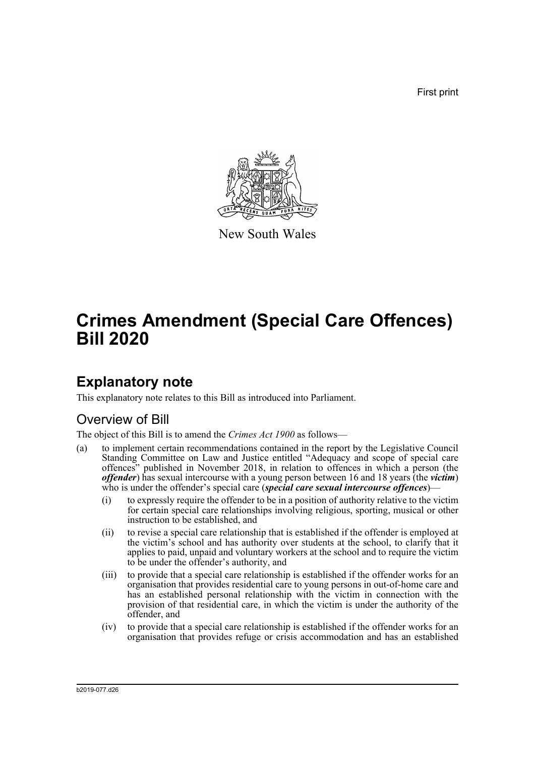First print

New South Wales

# Crimes Amendment (Special Care Offences) Bill 2020

## Explanatory note

This explanatory note relates to this Bill as introduced into Parliament.

### Overview of Bill

The object of this Bill is to amend the *Crimes Act 1900* as follows—

(a) to implement certain recommendations contained in the report by the Legislative Council Standing Committee on Law and Justice entitled "Adequacy and scope of special care offences" published in November 2018, in relation to offences in which a person (the ***offender***) has sexual intercourse with a young person between 16 and 18 years (the ***victim***) who is under the offender's special care (***special care sexual intercourse offences***)—

   (i) to expressly require the offender to be in a position of authority relative to the victim for certain special care relationships involving religious, sporting, musical or other instruction to be established, and

   (ii) to revise a special care relationship that is established if the offender is employed at the victim's school and has authority over students at the school, to clarify that it applies to paid, unpaid and voluntary workers at the school and to require the victim to be under the offender's authority, and

   (iii) to provide that a special care relationship is established if the offender works for an organisation that provides residential care to young persons in out-of-home care and has an established personal relationship with the victim in connection with the provision of that residential care, in which the victim is under the authority of the offender, and

   (iv) to provide that a special care relationship is established if the offender works for an organisation that provides refuge or crisis accommodation and has an established

b2019-077.d26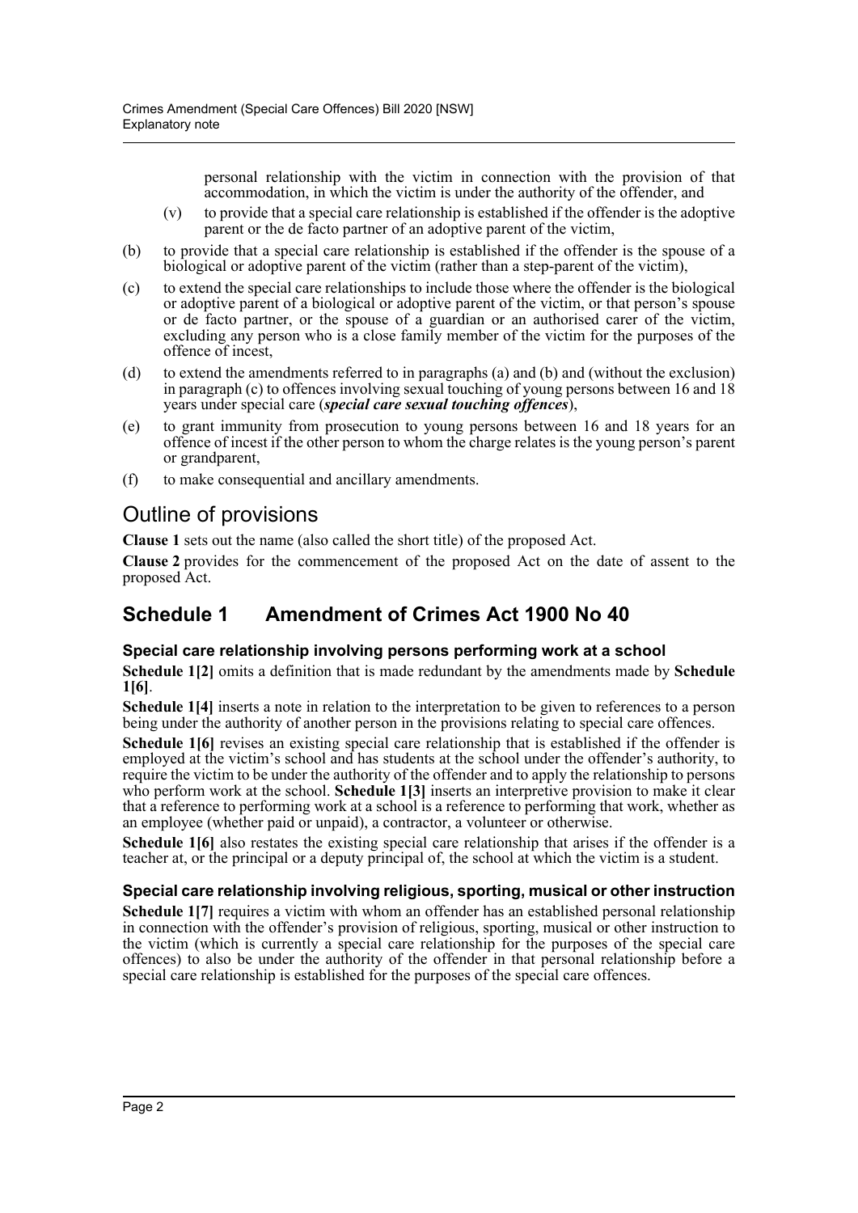personal relationship with the victim in connection with the provision of that accommodation, in which the victim is under the authority of the offender, and

(v) to provide that a special care relationship is established if the offender is the adoptive parent or the de facto partner of an adoptive parent of the victim,

(b) to provide that a special care relationship is established if the offender is the spouse of a biological or adoptive parent of the victim (rather than a step-parent of the victim),

(c) to extend the special care relationships to include those where the offender is the biological or adoptive parent of a biological or adoptive parent of the victim, or that person's spouse or de facto partner, or the spouse of a guardian or an authorised carer of the victim, excluding any person who is a close family member of the victim for the purposes of the offence of incest,

(d) to extend the amendments referred to in paragraphs (a) and (b) and (without the exclusion) in paragraph (c) to offences involving sexual touching of young persons between 16 and 18 years under special care (***special care sexual touching offences***),

(e) to grant immunity from prosecution to young persons between 16 and 18 years for an offence of incest if the other person to whom the charge relates is the young person's parent or grandparent,

(f) to make consequential and ancillary amendments.

# Outline of provisions

**Clause 1** sets out the name (also called the short title) of the proposed Act.

**Clause 2** provides for the commencement of the proposed Act on the date of assent to the proposed Act.

## Schedule 1 Amendment of Crimes Act 1900 No 40

### Special care relationship involving persons performing work at a school

**Schedule 1[2]** omits a definition that is made redundant by the amendments made by **Schedule 1[6]**.

**Schedule 1[4]** inserts a note in relation to the interpretation to be given to references to a person being under the authority of another person in the provisions relating to special care offences.

**Schedule 1[6]** revises an existing special care relationship that is established if the offender is employed at the victim's school and has students at the school under the offender's authority, to require the victim to be under the authority of the offender and to apply the relationship to persons who perform work at the school. **Schedule 1[3]** inserts an interpretive provision to make it clear that a reference to performing work at a school is a reference to performing that work, whether as an employee (whether paid or unpaid), a contractor, a volunteer or otherwise.

**Schedule 1[6]** also restates the existing special care relationship that arises if the offender is a teacher at, or the principal or a deputy principal of, the school at which the victim is a student.

### Special care relationship involving religious, sporting, musical or other instruction

**Schedule 1[7]** requires a victim with whom an offender has an established personal relationship in connection with the offender's provision of religious, sporting, musical or other instruction to the victim (which is currently a special care relationship for the purposes of the special care offences) to also be under the authority of the offender in that personal relationship before a special care relationship is established for the purposes of the special care offences.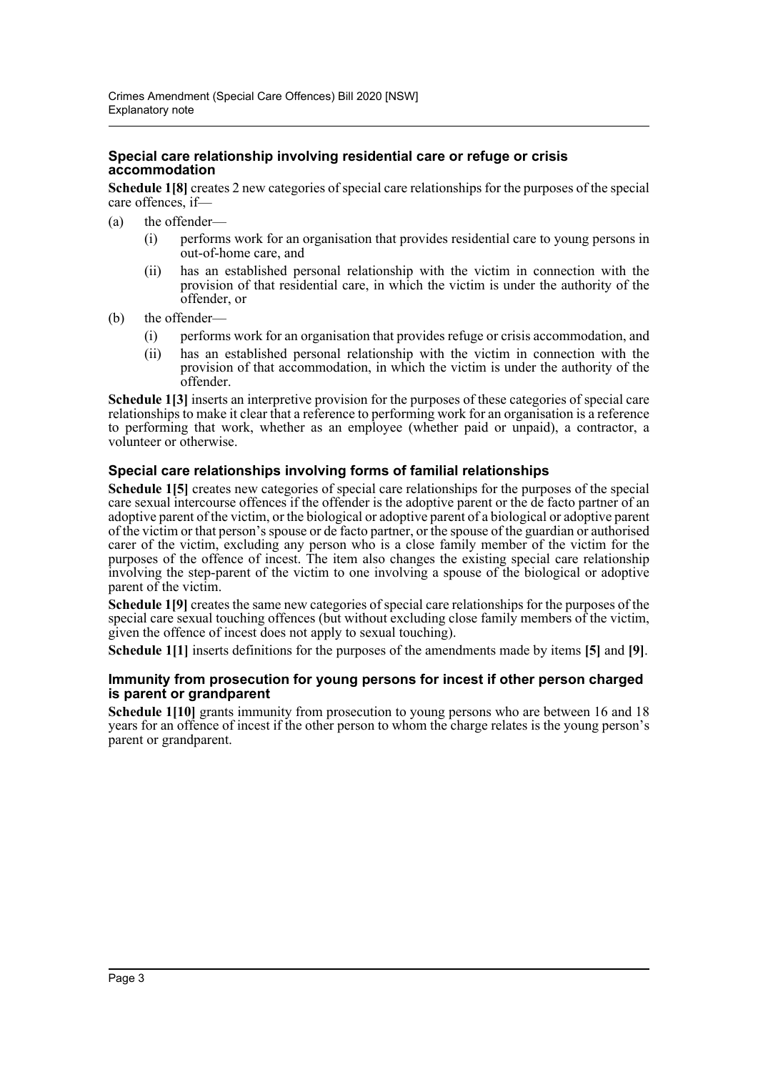### Special care relationship involving residential care or refuge or crisis accommodation

**Schedule 1[8]** creates 2 new categories of special care relationships for the purposes of the special care offences, if—

(a) the offender—

  (i) performs work for an organisation that provides residential care to young persons in out-of-home care, and

  (ii) has an established personal relationship with the victim in connection with the provision of that residential care, in which the victim is under the authority of the offender, or

(b) the offender—

  (i) performs work for an organisation that provides refuge or crisis accommodation, and

  (ii) has an established personal relationship with the victim in connection with the provision of that accommodation, in which the victim is under the authority of the offender.

**Schedule 1[3]** inserts an interpretive provision for the purposes of these categories of special care relationships to make it clear that a reference to performing work for an organisation is a reference to performing that work, whether as an employee (whether paid or unpaid), a contractor, a volunteer or otherwise.

### Special care relationships involving forms of familial relationships

**Schedule 1[5]** creates new categories of special care relationships for the purposes of the special care sexual intercourse offences if the offender is the adoptive parent or the de facto partner of an adoptive parent of the victim, or the biological or adoptive parent of a biological or adoptive parent of the victim or that person's spouse or de facto partner, or the spouse of the guardian or authorised carer of the victim, excluding any person who is a close family member of the victim for the purposes of the offence of incest. The item also changes the existing special care relationship involving the step-parent of the victim to one involving a spouse of the biological or adoptive parent of the victim.

**Schedule 1[9]** creates the same new categories of special care relationships for the purposes of the special care sexual touching offences (but without excluding close family members of the victim, given the offence of incest does not apply to sexual touching).

**Schedule 1[1]** inserts definitions for the purposes of the amendments made by items **[5]** and **[9]**.

### Immunity from prosecution for young persons for incest if other person charged is parent or grandparent

**Schedule 1[10]** grants immunity from prosecution to young persons who are between 16 and 18 years for an offence of incest if the other person to whom the charge relates is the young person's parent or grandparent.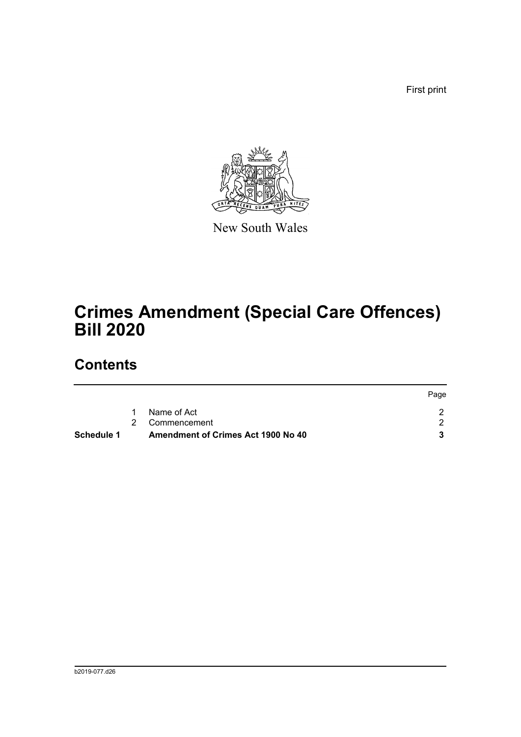First print

New South Wales

# Crimes Amendment (Special Care Offences) Bill 2020

## Contents

| | | | Page |
|---|---|---|---|
| | 1 | Name of Act | 2 |
| | 2 | Commencement | 2 |
| **Schedule 1** | | **Amendment of Crimes Act 1900 No 40** | **3** |

b2019-077.d26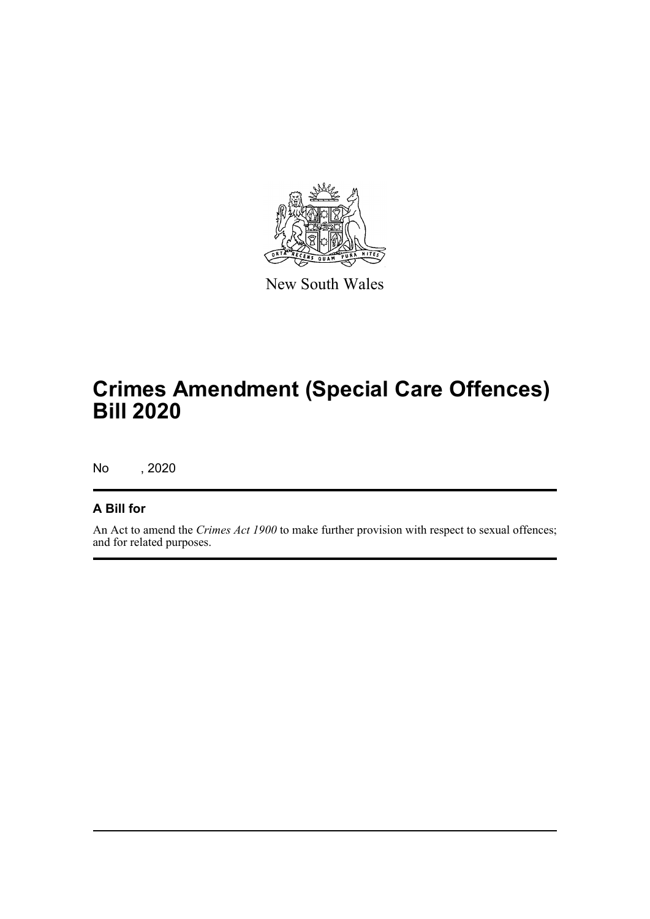New South Wales

# Crimes Amendment (Special Care Offences) Bill 2020

No , 2020

## A Bill for

An Act to amend the *Crimes Act 1900* to make further provision with respect to sexual offences; and for related purposes.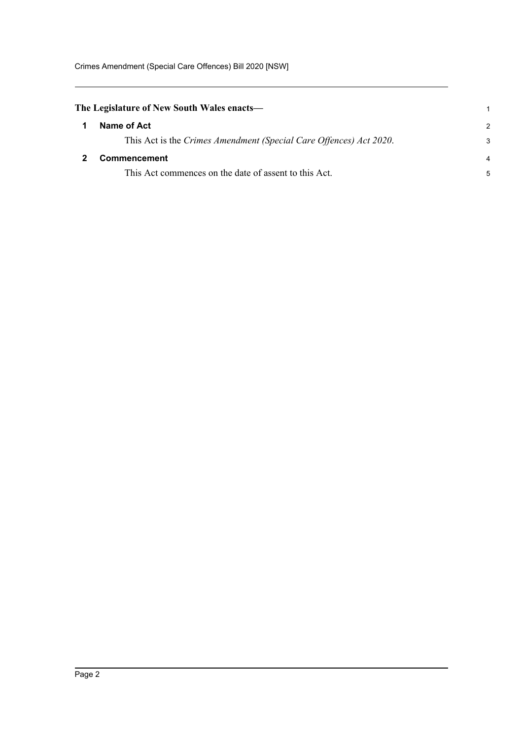**The Legislature of New South Wales enacts—**

## 1 Name of Act

This Act is the *Crimes Amendment (Special Care Offences) Act 2020*.

## 2 Commencement

This Act commences on the date of assent to this Act.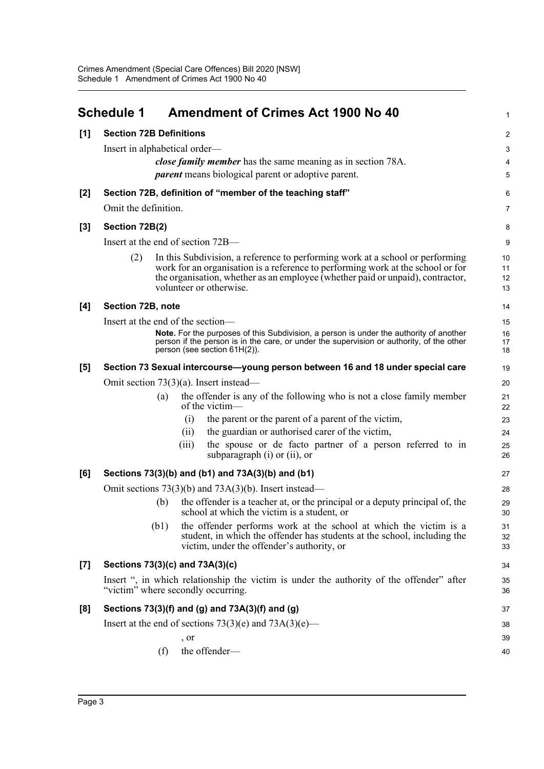## Schedule 1 Amendment of Crimes Act 1900 No 40

### [1] Section 72B Definitions

Insert in alphabetical order—

> ***close family member*** has the same meaning as in section 78A.
>
> ***parent*** means biological parent or adoptive parent.

### [2] Section 72B, definition of "member of the teaching staff"

Omit the definition.

### [3] Section 72B(2)

Insert at the end of section 72B—

> (2) In this Subdivision, a reference to performing work at a school or performing work for an organisation is a reference to performing work at the school or for the organisation, whether as an employee (whether paid or unpaid), contractor, volunteer or otherwise.

### [4] Section 72B, note

Insert at the end of the section—

> **Note.** For the purposes of this Subdivision, a person is under the authority of another person if the person is in the care, or under the supervision or authority, of the other person (see section 61H(2)).

### [5] Section 73 Sexual intercourse—young person between 16 and 18 under special care

Omit section 73(3)(a). Insert instead—

> (a) the offender is any of the following who is not a close family member of the victim—
>
> (i) the parent or the parent of a parent of the victim,
>
> (ii) the guardian or authorised carer of the victim,
>
> (iii) the spouse or de facto partner of a person referred to in subparagraph (i) or (ii), or

### [6] Sections 73(3)(b) and (b1) and 73A(3)(b) and (b1)

Omit sections 73(3)(b) and 73A(3)(b). Insert instead—

> (b) the offender is a teacher at, or the principal or a deputy principal of, the school at which the victim is a student, or
>
> (b1) the offender performs work at the school at which the victim is a student, in which the offender has students at the school, including the victim, under the offender's authority, or

### [7] Sections 73(3)(c) and 73A(3)(c)

Insert ", in which relationship the victim is under the authority of the offender" after "victim" where secondly occurring.

### [8] Sections 73(3)(f) and (g) and 73A(3)(f) and (g)

Insert at the end of sections 73(3)(e) and 73A(3)(e)—

> , or
>
> (f) the offender—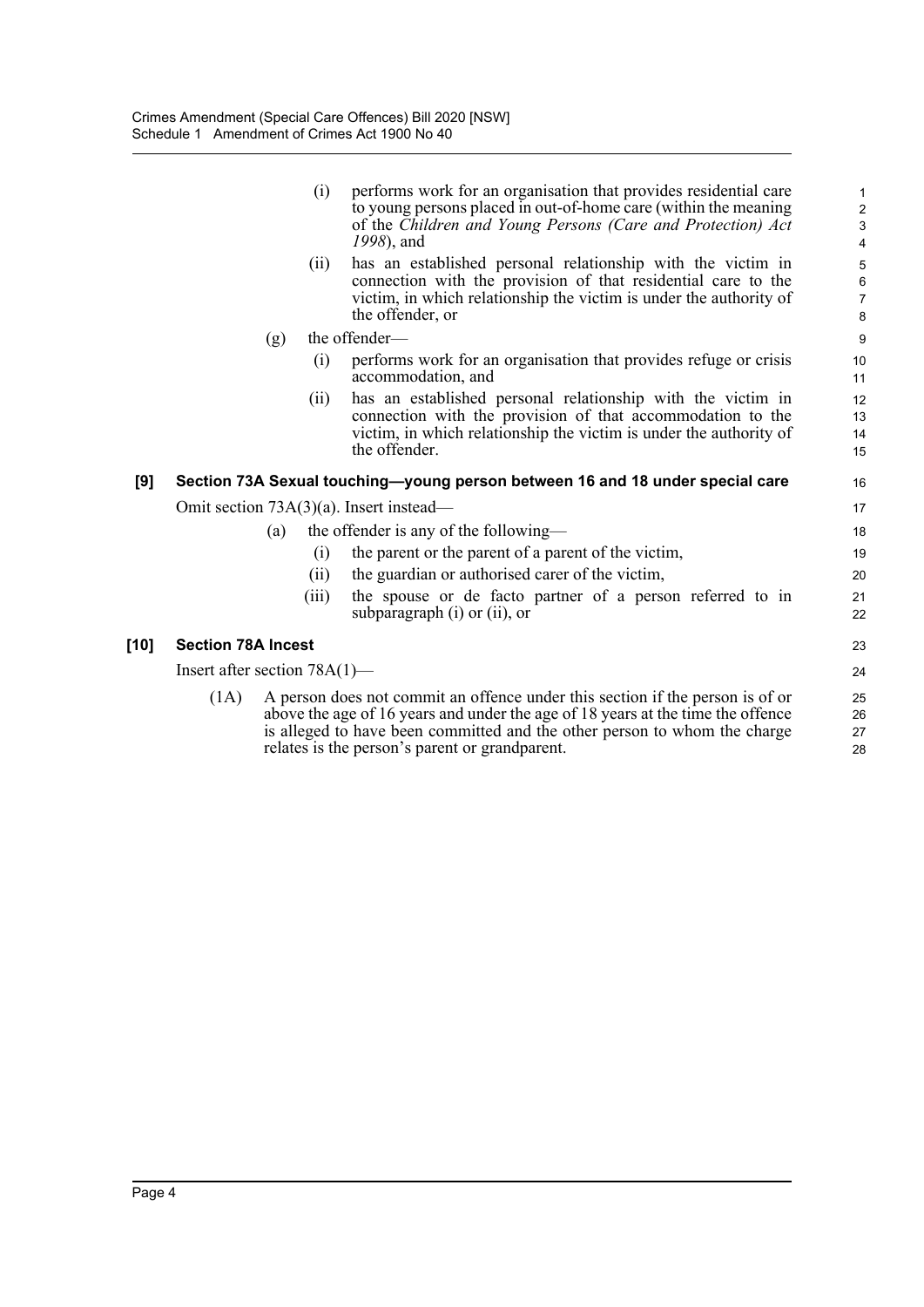(i) performs work for an organisation that provides residential care to young persons placed in out-of-home care (within the meaning of the *Children and Young Persons (Care and Protection) Act 1998*), and

(ii) has an established personal relationship with the victim in connection with the provision of that residential care to the victim, in which relationship the victim is under the authority of the offender, or

(g) the offender—

(i) performs work for an organisation that provides refuge or crisis accommodation, and

(ii) has an established personal relationship with the victim in connection with the provision of that accommodation to the victim, in which relationship the victim is under the authority of the offender.

**[9] Section 73A Sexual touching—young person between 16 and 18 under special care**

Omit section 73A(3)(a). Insert instead—

(a) the offender is any of the following—

(i) the parent or the parent of a parent of the victim,

(ii) the guardian or authorised carer of the victim,

(iii) the spouse or de facto partner of a person referred to in subparagraph (i) or (ii), or

**[10] Section 78A Incest**

Insert after section 78A(1)—

(1A) A person does not commit an offence under this section if the person is of or above the age of 16 years and under the age of 18 years at the time the offence is alleged to have been committed and the other person to whom the charge relates is the person's parent or grandparent.